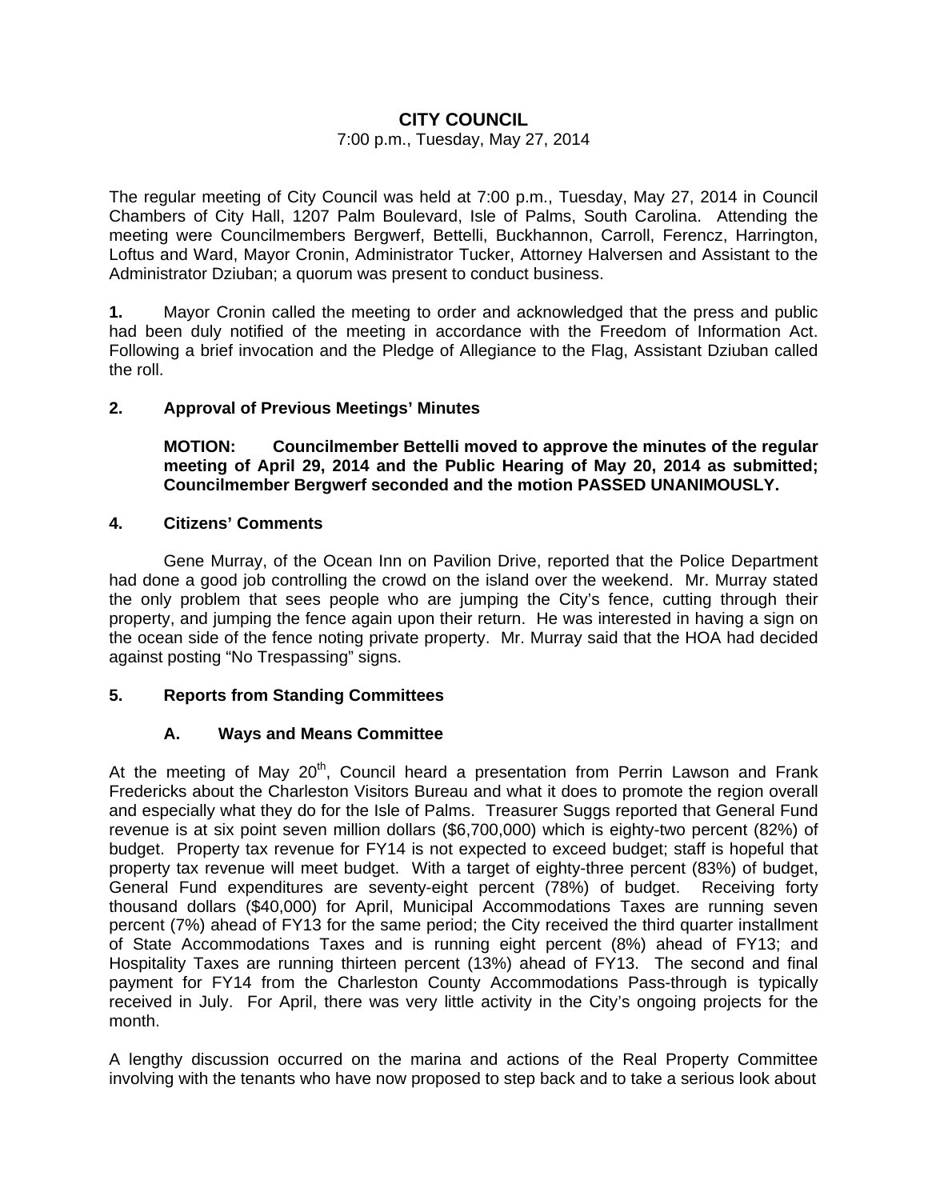# CITY COUNCIL

7:00 p.m., Tuesday, May 27, 2014

The regular meeting of City Council was held at 7:00 p.m., Tuesday, May 27, 2014 in Council Chambers of City Hall, 1207 Palm Boulevard, Isle of Palms, South Carolina. Attending the meeting were Councilmembers Bergwerf, Bettelli, Buckhannon, Carroll, Ferencz, Harrington, Loftus and Ward, Mayor Cronin, Administrator Tucker, Attorney Halversen and Assistant to the Administrator Dziuban; a quorum was present to conduct business.

**1.** Mayor Cronin called the meeting to order and acknowledged that the press and public had been duly notified of the meeting in accordance with the Freedom of Information Act. Following a brief invocation and the Pledge of Allegiance to the Flag, Assistant Dziuban called the roll.

**2. Approval of Previous Meetings' Minutes**

**MOTION: Councilmember Bettelli moved to approve the minutes of the regular meeting of April 29, 2014 and the Public Hearing of May 20, 2014 as submitted; Councilmember Bergwerf seconded and the motion PASSED UNANIMOUSLY.**

**4. Citizens' Comments**

Gene Murray, of the Ocean Inn on Pavilion Drive, reported that the Police Department had done a good job controlling the crowd on the island over the weekend. Mr. Murray stated the only problem that sees people who are jumping the City's fence, cutting through their property, and jumping the fence again upon their return. He was interested in having a sign on the ocean side of the fence noting private property. Mr. Murray said that the HOA had decided against posting "No Trespassing" signs.

**5. Reports from Standing Committees**

**A. Ways and Means Committee**

At the meeting of May 20th, Council heard a presentation from Perrin Lawson and Frank Fredericks about the Charleston Visitors Bureau and what it does to promote the region overall and especially what they do for the Isle of Palms. Treasurer Suggs reported that General Fund revenue is at six point seven million dollars ($6,700,000) which is eighty-two percent (82%) of budget. Property tax revenue for FY14 is not expected to exceed budget; staff is hopeful that property tax revenue will meet budget. With a target of eighty-three percent (83%) of budget, General Fund expenditures are seventy-eight percent (78%) of budget. Receiving forty thousand dollars ($40,000) for April, Municipal Accommodations Taxes are running seven percent (7%) ahead of FY13 for the same period; the City received the third quarter installment of State Accommodations Taxes and is running eight percent (8%) ahead of FY13; and Hospitality Taxes are running thirteen percent (13%) ahead of FY13. The second and final payment for FY14 from the Charleston County Accommodations Pass-through is typically received in July. For April, there was very little activity in the City's ongoing projects for the month.

A lengthy discussion occurred on the marina and actions of the Real Property Committee involving with the tenants who have now proposed to step back and to take a serious look about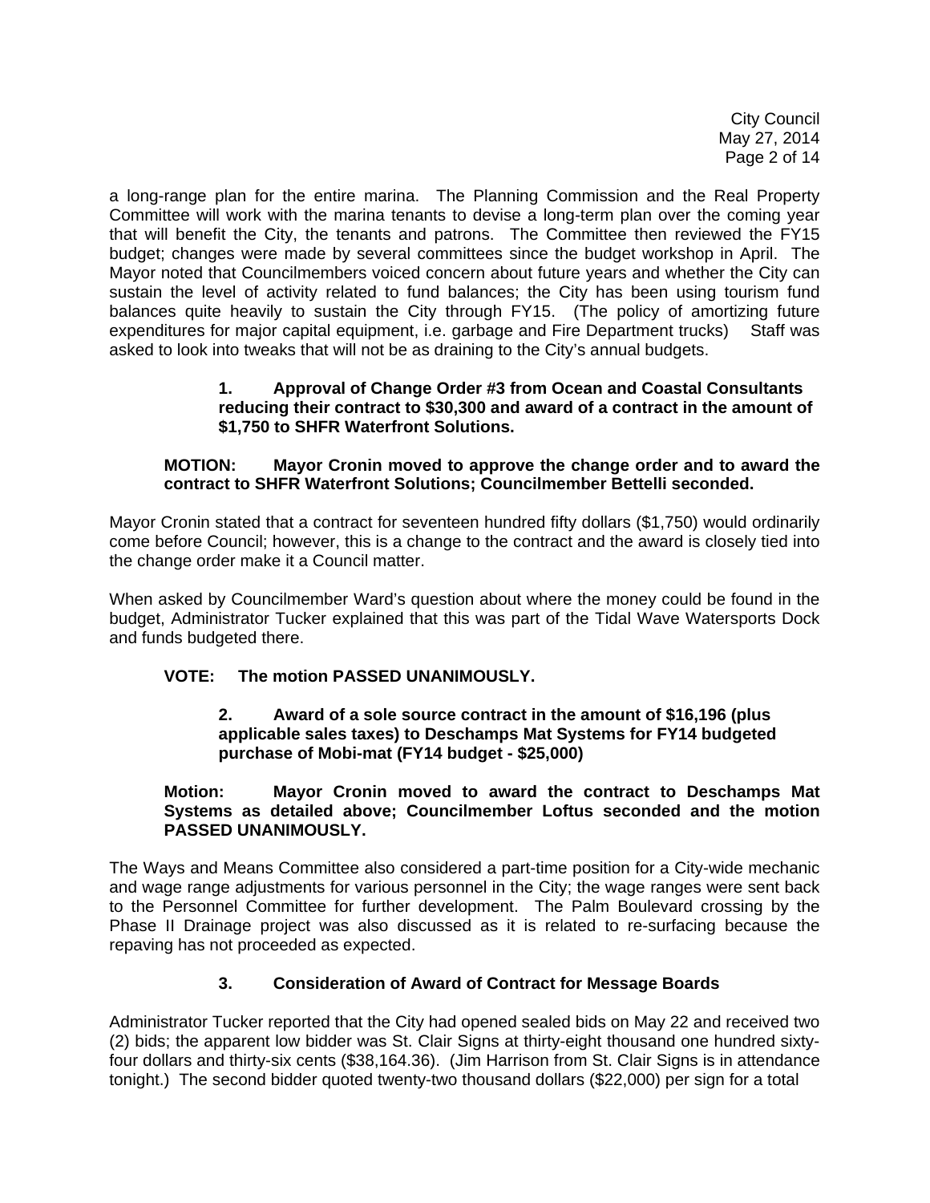a long-range plan for the entire marina. The Planning Commission and the Real Property Committee will work with the marina tenants to devise a long-term plan over the coming year that will benefit the City, the tenants and patrons. The Committee then reviewed the FY15 budget; changes were made by several committees since the budget workshop in April. The Mayor noted that Councilmembers voiced concern about future years and whether the City can sustain the level of activity related to fund balances; the City has been using tourism fund balances quite heavily to sustain the City through FY15. (The policy of amortizing future expenditures for major capital equipment, i.e. garbage and Fire Department trucks) Staff was asked to look into tweaks that will not be as draining to the City's annual budgets.

**1. Approval of Change Order #3 from Ocean and Coastal Consultants reducing their contract to $30,300 and award of a contract in the amount of $1,750 to SHFR Waterfront Solutions.**

**MOTION: Mayor Cronin moved to approve the change order and to award the contract to SHFR Waterfront Solutions; Councilmember Bettelli seconded.**

Mayor Cronin stated that a contract for seventeen hundred fifty dollars ($1,750) would ordinarily come before Council; however, this is a change to the contract and the award is closely tied into the change order make it a Council matter.

When asked by Councilmember Ward's question about where the money could be found in the budget, Administrator Tucker explained that this was part of the Tidal Wave Watersports Dock and funds budgeted there.

**VOTE: The motion PASSED UNANIMOUSLY.**

**2. Award of a sole source contract in the amount of $16,196 (plus applicable sales taxes) to Deschamps Mat Systems for FY14 budgeted purchase of Mobi-mat (FY14 budget - $25,000)**

**Motion: Mayor Cronin moved to award the contract to Deschamps Mat Systems as detailed above; Councilmember Loftus seconded and the motion PASSED UNANIMOUSLY.**

The Ways and Means Committee also considered a part-time position for a City-wide mechanic and wage range adjustments for various personnel in the City; the wage ranges were sent back to the Personnel Committee for further development. The Palm Boulevard crossing by the Phase II Drainage project was also discussed as it is related to re-surfacing because the repaving has not proceeded as expected.

**3. Consideration of Award of Contract for Message Boards**

Administrator Tucker reported that the City had opened sealed bids on May 22 and received two (2) bids; the apparent low bidder was St. Clair Signs at thirty-eight thousand one hundred sixty-four dollars and thirty-six cents ($38,164.36). (Jim Harrison from St. Clair Signs is in attendance tonight.) The second bidder quoted twenty-two thousand dollars ($22,000) per sign for a total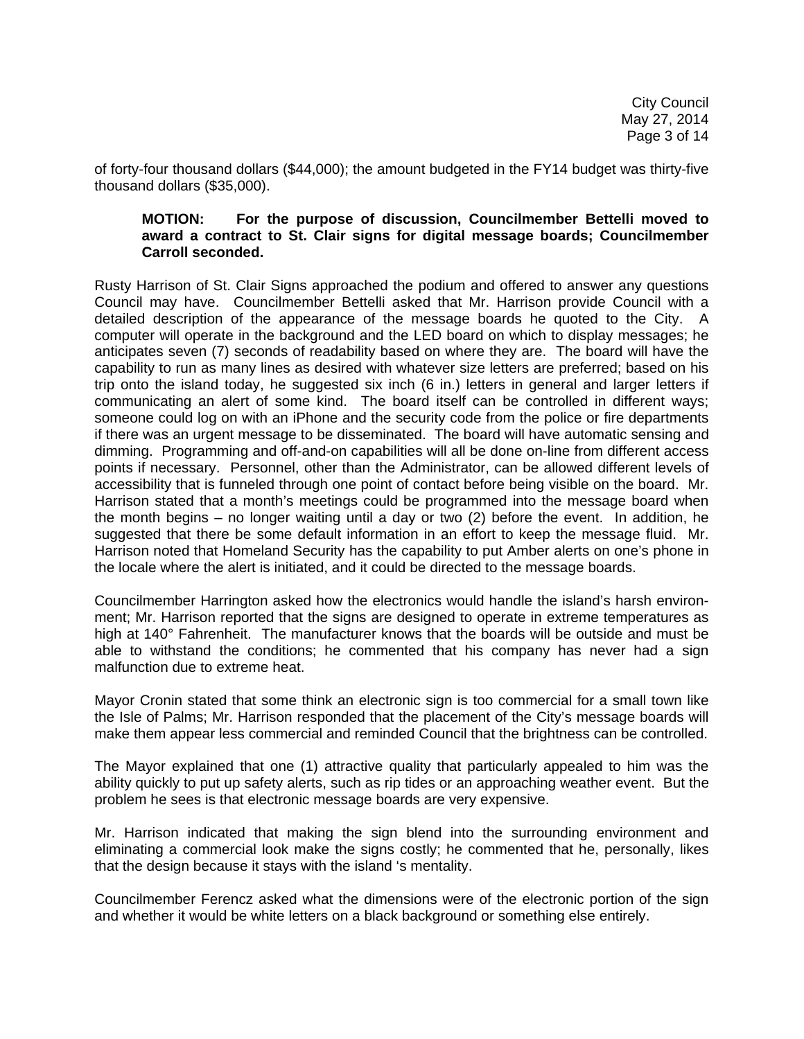of forty-four thousand dollars ($44,000); the amount budgeted in the FY14 budget was thirty-five thousand dollars ($35,000).

> **MOTION: For the purpose of discussion, Councilmember Bettelli moved to award a contract to St. Clair signs for digital message boards; Councilmember Carroll seconded.**

Rusty Harrison of St. Clair Signs approached the podium and offered to answer any questions Council may have. Councilmember Bettelli asked that Mr. Harrison provide Council with a detailed description of the appearance of the message boards he quoted to the City. A computer will operate in the background and the LED board on which to display messages; he anticipates seven (7) seconds of readability based on where they are. The board will have the capability to run as many lines as desired with whatever size letters are preferred; based on his trip onto the island today, he suggested six inch (6 in.) letters in general and larger letters if communicating an alert of some kind. The board itself can be controlled in different ways; someone could log on with an iPhone and the security code from the police or fire departments if there was an urgent message to be disseminated. The board will have automatic sensing and dimming. Programming and off-and-on capabilities will all be done on-line from different access points if necessary. Personnel, other than the Administrator, can be allowed different levels of accessibility that is funneled through one point of contact before being visible on the board. Mr. Harrison stated that a month's meetings could be programmed into the message board when the month begins – no longer waiting until a day or two (2) before the event. In addition, he suggested that there be some default information in an effort to keep the message fluid. Mr. Harrison noted that Homeland Security has the capability to put Amber alerts on one's phone in the locale where the alert is initiated, and it could be directed to the message boards.

Councilmember Harrington asked how the electronics would handle the island's harsh environment; Mr. Harrison reported that the signs are designed to operate in extreme temperatures as high at 140° Fahrenheit. The manufacturer knows that the boards will be outside and must be able to withstand the conditions; he commented that his company has never had a sign malfunction due to extreme heat.

Mayor Cronin stated that some think an electronic sign is too commercial for a small town like the Isle of Palms; Mr. Harrison responded that the placement of the City's message boards will make them appear less commercial and reminded Council that the brightness can be controlled.

The Mayor explained that one (1) attractive quality that particularly appealed to him was the ability quickly to put up safety alerts, such as rip tides or an approaching weather event. But the problem he sees is that electronic message boards are very expensive.

Mr. Harrison indicated that making the sign blend into the surrounding environment and eliminating a commercial look make the signs costly; he commented that he, personally, likes that the design because it stays with the island 's mentality.

Councilmember Ferencz asked what the dimensions were of the electronic portion of the sign and whether it would be white letters on a black background or something else entirely.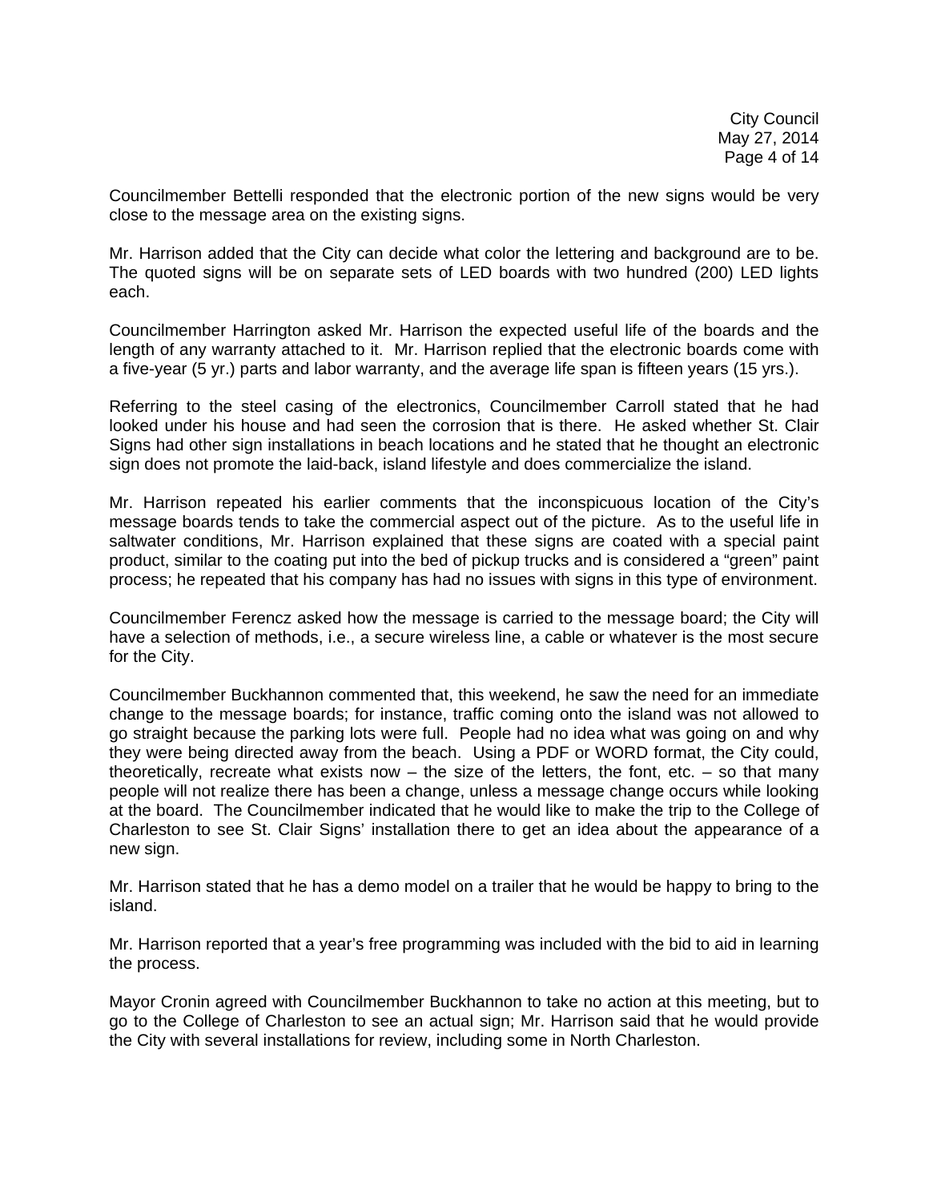Councilmember Bettelli responded that the electronic portion of the new signs would be very close to the message area on the existing signs.

Mr. Harrison added that the City can decide what color the lettering and background are to be. The quoted signs will be on separate sets of LED boards with two hundred (200) LED lights each.

Councilmember Harrington asked Mr. Harrison the expected useful life of the boards and the length of any warranty attached to it. Mr. Harrison replied that the electronic boards come with a five-year (5 yr.) parts and labor warranty, and the average life span is fifteen years (15 yrs.).

Referring to the steel casing of the electronics, Councilmember Carroll stated that he had looked under his house and had seen the corrosion that is there. He asked whether St. Clair Signs had other sign installations in beach locations and he stated that he thought an electronic sign does not promote the laid-back, island lifestyle and does commercialize the island.

Mr. Harrison repeated his earlier comments that the inconspicuous location of the City's message boards tends to take the commercial aspect out of the picture. As to the useful life in saltwater conditions, Mr. Harrison explained that these signs are coated with a special paint product, similar to the coating put into the bed of pickup trucks and is considered a "green" paint process; he repeated that his company has had no issues with signs in this type of environment.

Councilmember Ferencz asked how the message is carried to the message board; the City will have a selection of methods, i.e., a secure wireless line, a cable or whatever is the most secure for the City.

Councilmember Buckhannon commented that, this weekend, he saw the need for an immediate change to the message boards; for instance, traffic coming onto the island was not allowed to go straight because the parking lots were full. People had no idea what was going on and why they were being directed away from the beach. Using a PDF or WORD format, the City could, theoretically, recreate what exists now – the size of the letters, the font, etc. – so that many people will not realize there has been a change, unless a message change occurs while looking at the board. The Councilmember indicated that he would like to make the trip to the College of Charleston to see St. Clair Signs' installation there to get an idea about the appearance of a new sign.

Mr. Harrison stated that he has a demo model on a trailer that he would be happy to bring to the island.

Mr. Harrison reported that a year's free programming was included with the bid to aid in learning the process.

Mayor Cronin agreed with Councilmember Buckhannon to take no action at this meeting, but to go to the College of Charleston to see an actual sign; Mr. Harrison said that he would provide the City with several installations for review, including some in North Charleston.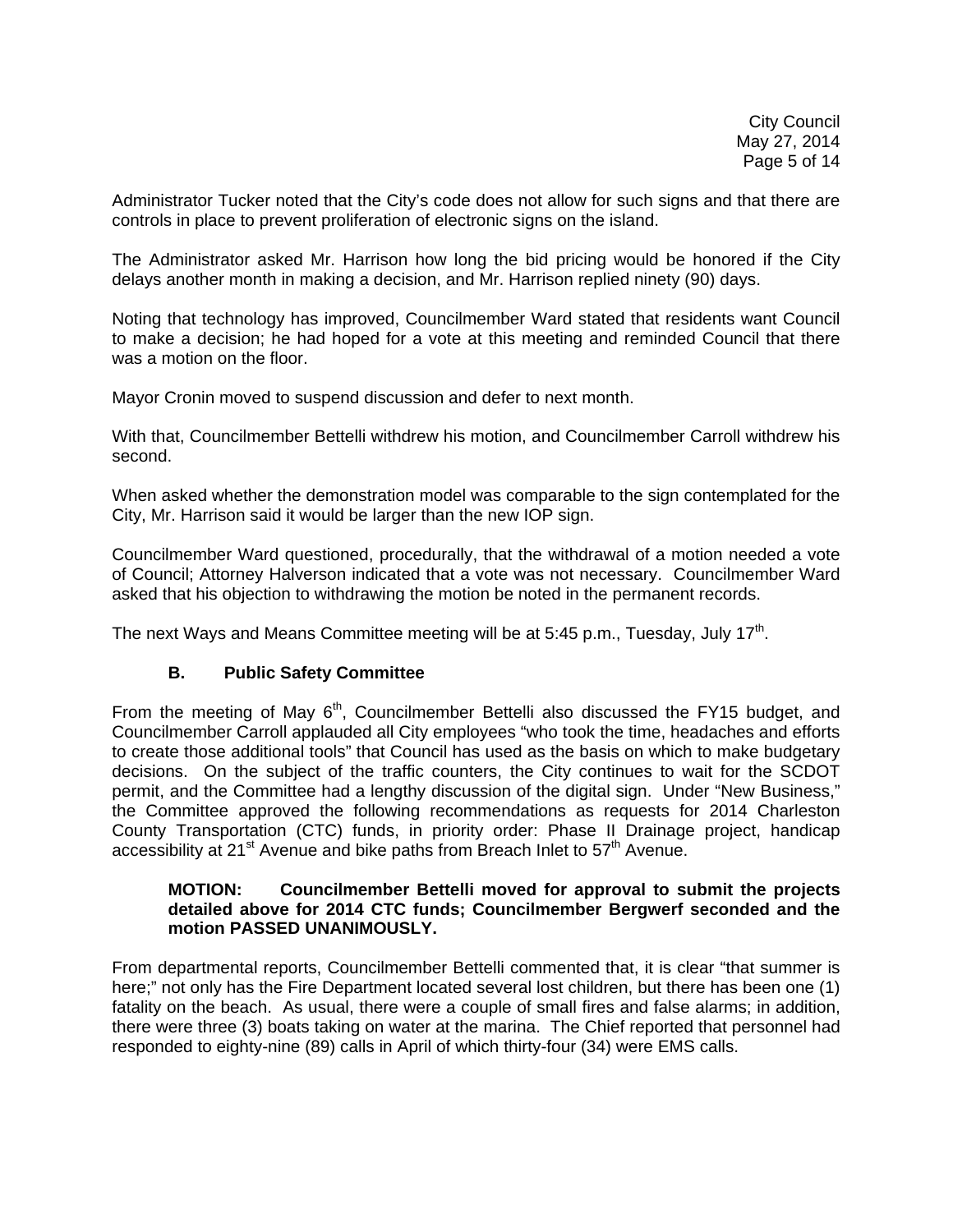Administrator Tucker noted that the City's code does not allow for such signs and that there are controls in place to prevent proliferation of electronic signs on the island.

The Administrator asked Mr. Harrison how long the bid pricing would be honored if the City delays another month in making a decision, and Mr. Harrison replied ninety (90) days.

Noting that technology has improved, Councilmember Ward stated that residents want Council to make a decision; he had hoped for a vote at this meeting and reminded Council that there was a motion on the floor.

Mayor Cronin moved to suspend discussion and defer to next month.

With that, Councilmember Bettelli withdrew his motion, and Councilmember Carroll withdrew his second.

When asked whether the demonstration model was comparable to the sign contemplated for the City, Mr. Harrison said it would be larger than the new IOP sign.

Councilmember Ward questioned, procedurally, that the withdrawal of a motion needed a vote of Council; Attorney Halverson indicated that a vote was not necessary. Councilmember Ward asked that his objection to withdrawing the motion be noted in the permanent records.

The next Ways and Means Committee meeting will be at 5:45 p.m., Tuesday, July 17th.

### B. Public Safety Committee

From the meeting of May 6th, Councilmember Bettelli also discussed the FY15 budget, and Councilmember Carroll applauded all City employees "who took the time, headaches and efforts to create those additional tools" that Council has used as the basis on which to make budgetary decisions. On the subject of the traffic counters, the City continues to wait for the SCDOT permit, and the Committee had a lengthy discussion of the digital sign. Under "New Business," the Committee approved the following recommendations as requests for 2014 Charleston County Transportation (CTC) funds, in priority order: Phase II Drainage project, handicap accessibility at 21st Avenue and bike paths from Breach Inlet to 57th Avenue.

> **MOTION: Councilmember Bettelli moved for approval to submit the projects detailed above for 2014 CTC funds; Councilmember Bergwerf seconded and the motion PASSED UNANIMOUSLY.**

From departmental reports, Councilmember Bettelli commented that, it is clear "that summer is here;" not only has the Fire Department located several lost children, but there has been one (1) fatality on the beach. As usual, there were a couple of small fires and false alarms; in addition, there were three (3) boats taking on water at the marina. The Chief reported that personnel had responded to eighty-nine (89) calls in April of which thirty-four (34) were EMS calls.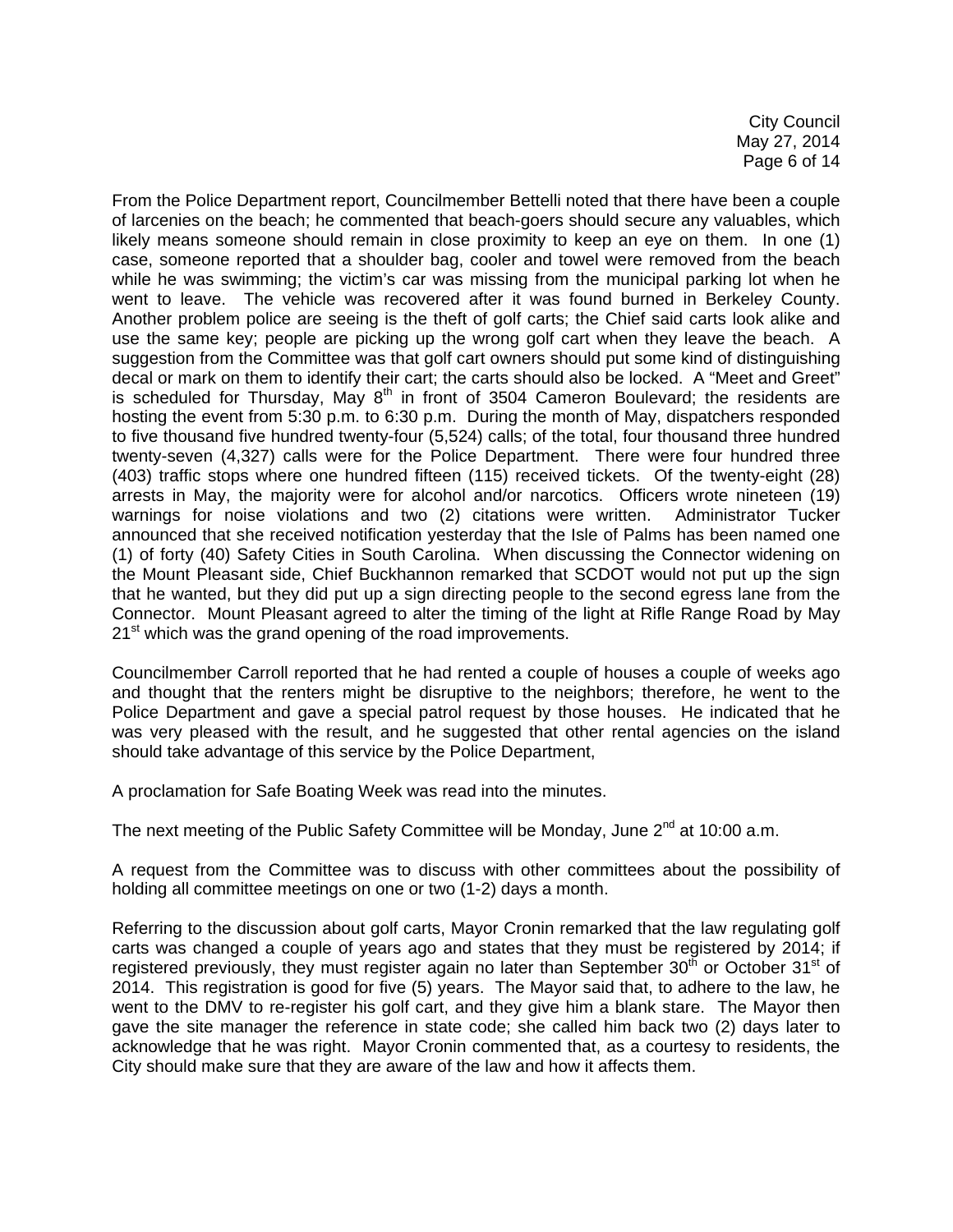From the Police Department report, Councilmember Bettelli noted that there have been a couple of larcenies on the beach; he commented that beach-goers should secure any valuables, which likely means someone should remain in close proximity to keep an eye on them. In one (1) case, someone reported that a shoulder bag, cooler and towel were removed from the beach while he was swimming; the victim's car was missing from the municipal parking lot when he went to leave. The vehicle was recovered after it was found burned in Berkeley County. Another problem police are seeing is the theft of golf carts; the Chief said carts look alike and use the same key; people are picking up the wrong golf cart when they leave the beach. A suggestion from the Committee was that golf cart owners should put some kind of distinguishing decal or mark on them to identify their cart; the carts should also be locked. A "Meet and Greet" is scheduled for Thursday, May 8th in front of 3504 Cameron Boulevard; the residents are hosting the event from 5:30 p.m. to 6:30 p.m. During the month of May, dispatchers responded to five thousand five hundred twenty-four (5,524) calls; of the total, four thousand three hundred twenty-seven (4,327) calls were for the Police Department. There were four hundred three (403) traffic stops where one hundred fifteen (115) received tickets. Of the twenty-eight (28) arrests in May, the majority were for alcohol and/or narcotics. Officers wrote nineteen (19) warnings for noise violations and two (2) citations were written. Administrator Tucker announced that she received notification yesterday that the Isle of Palms has been named one (1) of forty (40) Safety Cities in South Carolina. When discussing the Connector widening on the Mount Pleasant side, Chief Buckhannon remarked that SCDOT would not put up the sign that he wanted, but they did put up a sign directing people to the second egress lane from the Connector. Mount Pleasant agreed to alter the timing of the light at Rifle Range Road by May 21st which was the grand opening of the road improvements.

Councilmember Carroll reported that he had rented a couple of houses a couple of weeks ago and thought that the renters might be disruptive to the neighbors; therefore, he went to the Police Department and gave a special patrol request by those houses. He indicated that he was very pleased with the result, and he suggested that other rental agencies on the island should take advantage of this service by the Police Department,

A proclamation for Safe Boating Week was read into the minutes.

The next meeting of the Public Safety Committee will be Monday, June 2nd at 10:00 a.m.

A request from the Committee was to discuss with other committees about the possibility of holding all committee meetings on one or two (1-2) days a month.

Referring to the discussion about golf carts, Mayor Cronin remarked that the law regulating golf carts was changed a couple of years ago and states that they must be registered by 2014; if registered previously, they must register again no later than September 30th or October 31st of 2014. This registration is good for five (5) years. The Mayor said that, to adhere to the law, he went to the DMV to re-register his golf cart, and they give him a blank stare. The Mayor then gave the site manager the reference in state code; she called him back two (2) days later to acknowledge that he was right. Mayor Cronin commented that, as a courtesy to residents, the City should make sure that they are aware of the law and how it affects them.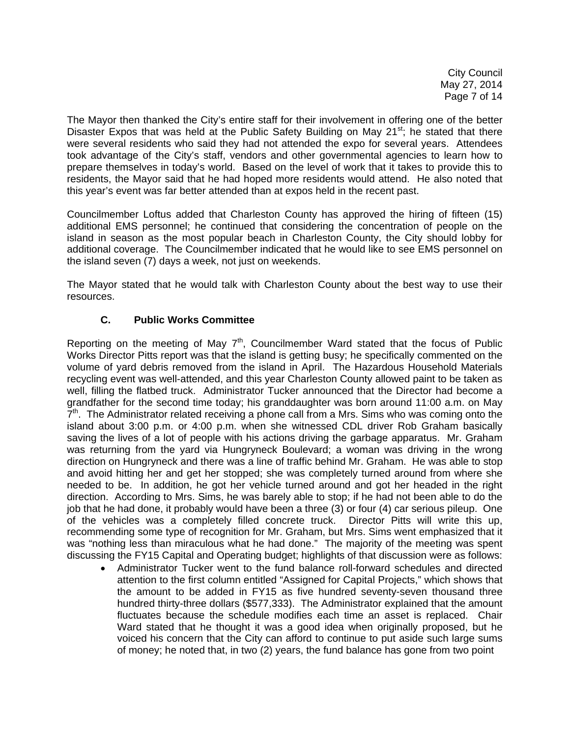The Mayor then thanked the City's entire staff for their involvement in offering one of the better Disaster Expos that was held at the Public Safety Building on May 21st; he stated that there were several residents who said they had not attended the expo for several years. Attendees took advantage of the City's staff, vendors and other governmental agencies to learn how to prepare themselves in today's world. Based on the level of work that it takes to provide this to residents, the Mayor said that he had hoped more residents would attend. He also noted that this year's event was far better attended than at expos held in the recent past.

Councilmember Loftus added that Charleston County has approved the hiring of fifteen (15) additional EMS personnel; he continued that considering the concentration of people on the island in season as the most popular beach in Charleston County, the City should lobby for additional coverage. The Councilmember indicated that he would like to see EMS personnel on the island seven (7) days a week, not just on weekends.

The Mayor stated that he would talk with Charleston County about the best way to use their resources.

### C. Public Works Committee

Reporting on the meeting of May 7th, Councilmember Ward stated that the focus of Public Works Director Pitts report was that the island is getting busy; he specifically commented on the volume of yard debris removed from the island in April. The Hazardous Household Materials recycling event was well-attended, and this year Charleston County allowed paint to be taken as well, filling the flatbed truck. Administrator Tucker announced that the Director had become a grandfather for the second time today; his granddaughter was born around 11:00 a.m. on May 7th. The Administrator related receiving a phone call from a Mrs. Sims who was coming onto the island about 3:00 p.m. or 4:00 p.m. when she witnessed CDL driver Rob Graham basically saving the lives of a lot of people with his actions driving the garbage apparatus. Mr. Graham was returning from the yard via Hungryneck Boulevard; a woman was driving in the wrong direction on Hungryneck and there was a line of traffic behind Mr. Graham. He was able to stop and avoid hitting her and get her stopped; she was completely turned around from where she needed to be. In addition, he got her vehicle turned around and got her headed in the right direction. According to Mrs. Sims, he was barely able to stop; if he had not been able to do the job that he had done, it probably would have been a three (3) or four (4) car serious pileup. One of the vehicles was a completely filled concrete truck. Director Pitts will write this up, recommending some type of recognition for Mr. Graham, but Mrs. Sims went emphasized that it was "nothing less than miraculous what he had done." The majority of the meeting was spent discussing the FY15 Capital and Operating budget; highlights of that discussion were as follows:

- Administrator Tucker went to the fund balance roll-forward schedules and directed attention to the first column entitled "Assigned for Capital Projects," which shows that the amount to be added in FY15 as five hundred seventy-seven thousand three hundred thirty-three dollars ($577,333). The Administrator explained that the amount fluctuates because the schedule modifies each time an asset is replaced. Chair Ward stated that he thought it was a good idea when originally proposed, but he voiced his concern that the City can afford to continue to put aside such large sums of money; he noted that, in two (2) years, the fund balance has gone from two point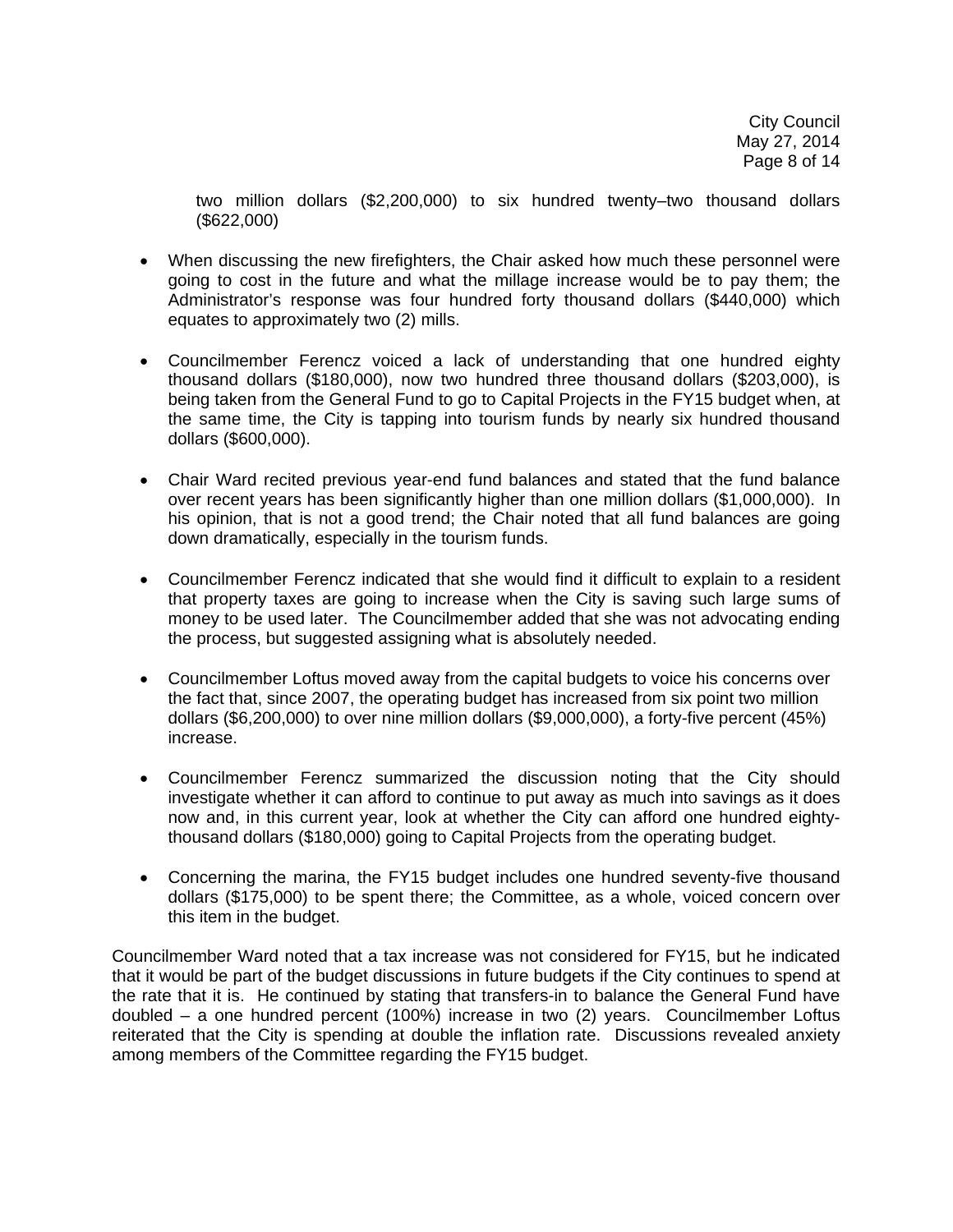two million dollars ($2,200,000) to six hundred twenty–two thousand dollars ($622,000)

- When discussing the new firefighters, the Chair asked how much these personnel were going to cost in the future and what the millage increase would be to pay them; the Administrator's response was four hundred forty thousand dollars ($440,000) which equates to approximately two (2) mills.

- Councilmember Ferencz voiced a lack of understanding that one hundred eighty thousand dollars ($180,000), now two hundred three thousand dollars ($203,000), is being taken from the General Fund to go to Capital Projects in the FY15 budget when, at the same time, the City is tapping into tourism funds by nearly six hundred thousand dollars ($600,000).

- Chair Ward recited previous year-end fund balances and stated that the fund balance over recent years has been significantly higher than one million dollars ($1,000,000). In his opinion, that is not a good trend; the Chair noted that all fund balances are going down dramatically, especially in the tourism funds.

- Councilmember Ferencz indicated that she would find it difficult to explain to a resident that property taxes are going to increase when the City is saving such large sums of money to be used later. The Councilmember added that she was not advocating ending the process, but suggested assigning what is absolutely needed.

- Councilmember Loftus moved away from the capital budgets to voice his concerns over the fact that, since 2007, the operating budget has increased from six point two million dollars ($6,200,000) to over nine million dollars ($9,000,000), a forty-five percent (45%) increase.

- Councilmember Ferencz summarized the discussion noting that the City should investigate whether it can afford to continue to put away as much into savings as it does now and, in this current year, look at whether the City can afford one hundred eighty-thousand dollars ($180,000) going to Capital Projects from the operating budget.

- Concerning the marina, the FY15 budget includes one hundred seventy-five thousand dollars ($175,000) to be spent there; the Committee, as a whole, voiced concern over this item in the budget.

Councilmember Ward noted that a tax increase was not considered for FY15, but he indicated that it would be part of the budget discussions in future budgets if the City continues to spend at the rate that it is. He continued by stating that transfers-in to balance the General Fund have doubled – a one hundred percent (100%) increase in two (2) years. Councilmember Loftus reiterated that the City is spending at double the inflation rate. Discussions revealed anxiety among members of the Committee regarding the FY15 budget.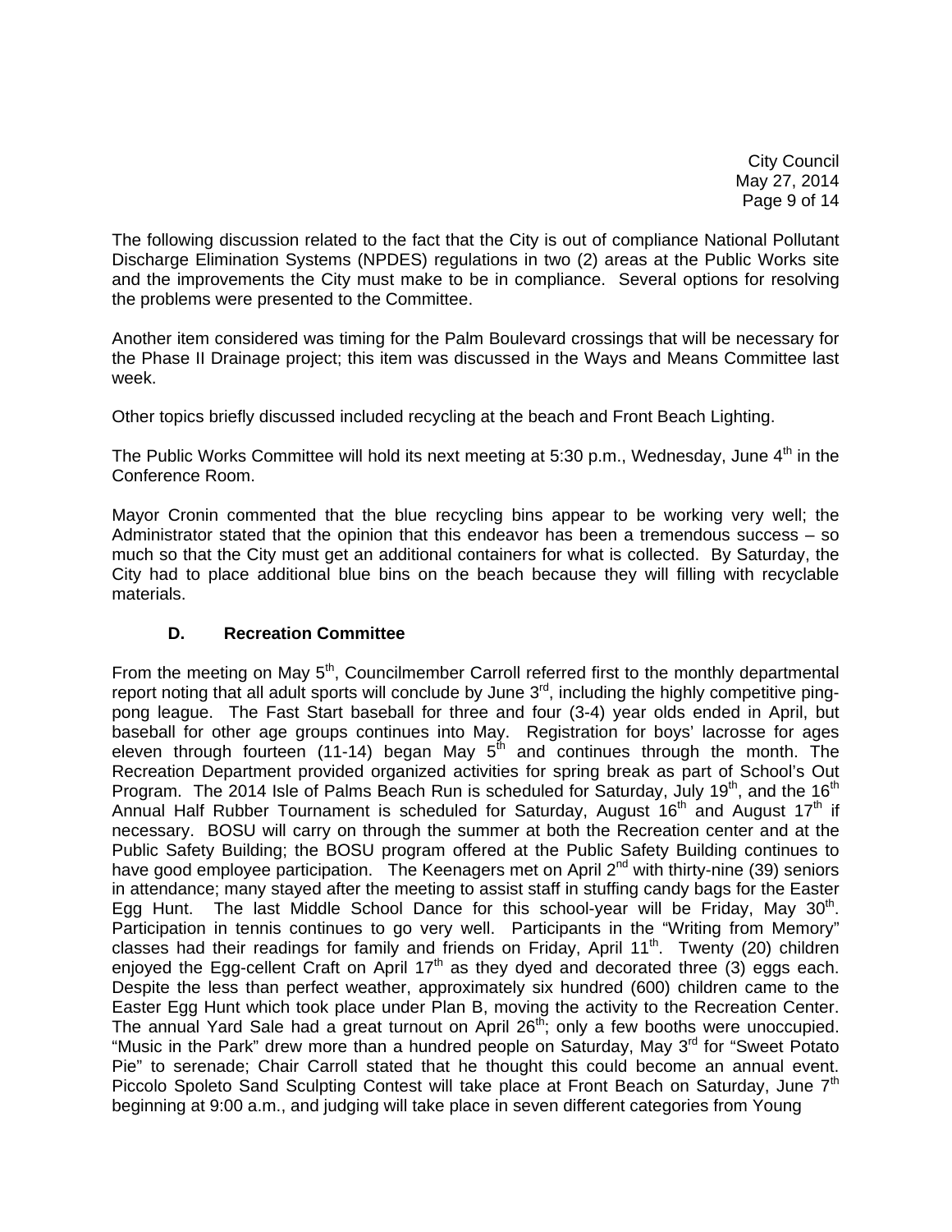The following discussion related to the fact that the City is out of compliance National Pollutant Discharge Elimination Systems (NPDES) regulations in two (2) areas at the Public Works site and the improvements the City must make to be in compliance. Several options for resolving the problems were presented to the Committee.

Another item considered was timing for the Palm Boulevard crossings that will be necessary for the Phase II Drainage project; this item was discussed in the Ways and Means Committee last week.

Other topics briefly discussed included recycling at the beach and Front Beach Lighting.

The Public Works Committee will hold its next meeting at 5:30 p.m., Wednesday, June 4th in the Conference Room.

Mayor Cronin commented that the blue recycling bins appear to be working very well; the Administrator stated that the opinion that this endeavor has been a tremendous success – so much so that the City must get an additional containers for what is collected. By Saturday, the City had to place additional blue bins on the beach because they will filling with recyclable materials.

### D. Recreation Committee

From the meeting on May 5th, Councilmember Carroll referred first to the monthly departmental report noting that all adult sports will conclude by June 3rd, including the highly competitive ping-pong league. The Fast Start baseball for three and four (3-4) year olds ended in April, but baseball for other age groups continues into May. Registration for boys' lacrosse for ages eleven through fourteen (11-14) began May 5th and continues through the month. The Recreation Department provided organized activities for spring break as part of School's Out Program. The 2014 Isle of Palms Beach Run is scheduled for Saturday, July 19th, and the 16th Annual Half Rubber Tournament is scheduled for Saturday, August 16th and August 17th if necessary. BOSU will carry on through the summer at both the Recreation center and at the Public Safety Building; the BOSU program offered at the Public Safety Building continues to have good employee participation. The Keenagers met on April 2nd with thirty-nine (39) seniors in attendance; many stayed after the meeting to assist staff in stuffing candy bags for the Easter Egg Hunt. The last Middle School Dance for this school-year will be Friday, May 30th. Participation in tennis continues to go very well. Participants in the "Writing from Memory" classes had their readings for family and friends on Friday, April 11th. Twenty (20) children enjoyed the Egg-cellent Craft on April 17th as they dyed and decorated three (3) eggs each. Despite the less than perfect weather, approximately six hundred (600) children came to the Easter Egg Hunt which took place under Plan B, moving the activity to the Recreation Center. The annual Yard Sale had a great turnout on April 26th; only a few booths were unoccupied. "Music in the Park" drew more than a hundred people on Saturday, May 3rd for "Sweet Potato Pie" to serenade; Chair Carroll stated that he thought this could become an annual event. Piccolo Spoleto Sand Sculpting Contest will take place at Front Beach on Saturday, June 7th beginning at 9:00 a.m., and judging will take place in seven different categories from Young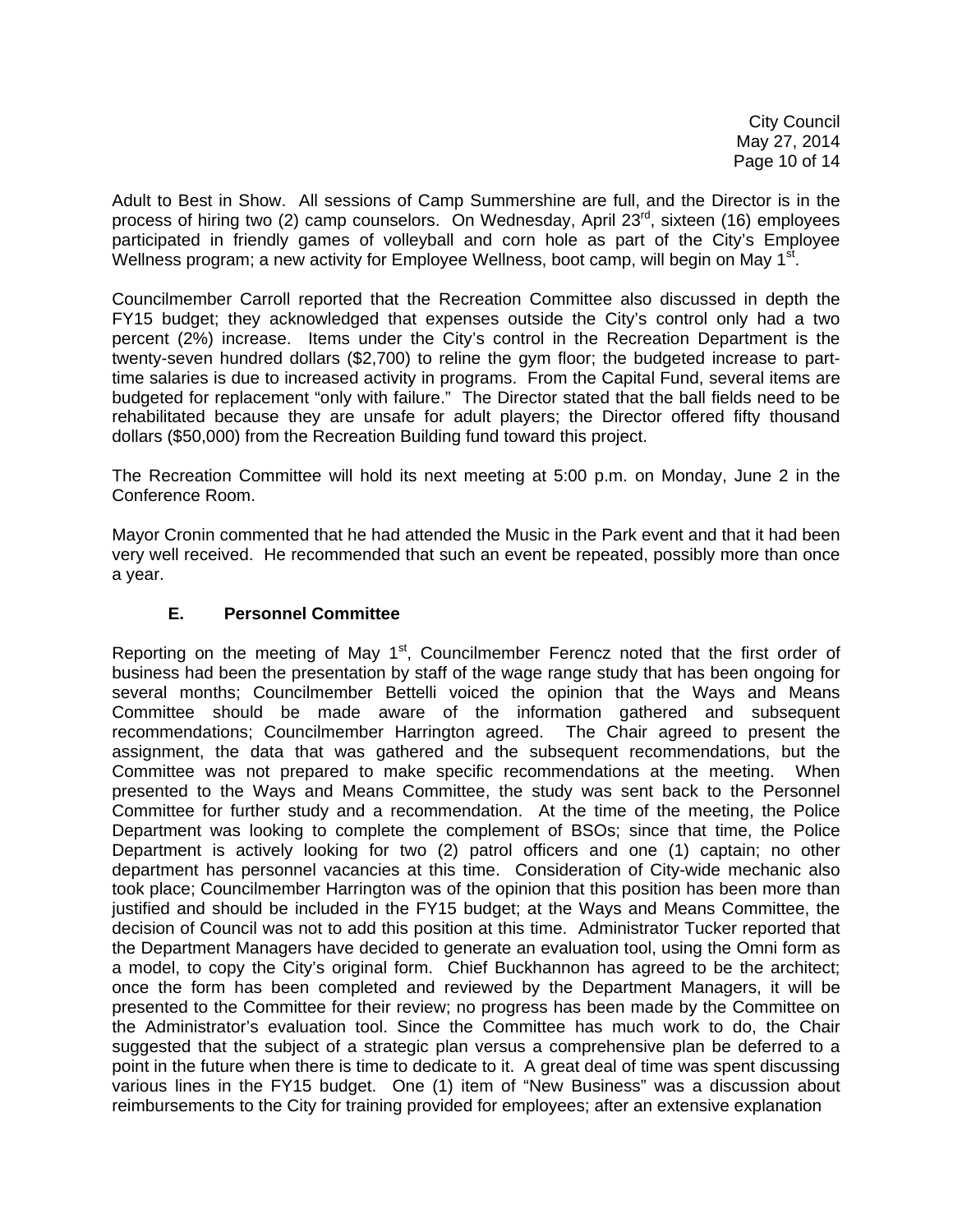Adult to Best in Show. All sessions of Camp Summershine are full, and the Director is in the process of hiring two (2) camp counselors. On Wednesday, April 23rd, sixteen (16) employees participated in friendly games of volleyball and corn hole as part of the City's Employee Wellness program; a new activity for Employee Wellness, boot camp, will begin on May 1st.

Councilmember Carroll reported that the Recreation Committee also discussed in depth the FY15 budget; they acknowledged that expenses outside the City's control only had a two percent (2%) increase. Items under the City's control in the Recreation Department is the twenty-seven hundred dollars ($2,700) to reline the gym floor; the budgeted increase to part-time salaries is due to increased activity in programs. From the Capital Fund, several items are budgeted for replacement "only with failure." The Director stated that the ball fields need to be rehabilitated because they are unsafe for adult players; the Director offered fifty thousand dollars ($50,000) from the Recreation Building fund toward this project.

The Recreation Committee will hold its next meeting at 5:00 p.m. on Monday, June 2 in the Conference Room.

Mayor Cronin commented that he had attended the Music in the Park event and that it had been very well received. He recommended that such an event be repeated, possibly more than once a year.

### E. Personnel Committee

Reporting on the meeting of May 1st, Councilmember Ferencz noted that the first order of business had been the presentation by staff of the wage range study that has been ongoing for several months; Councilmember Bettelli voiced the opinion that the Ways and Means Committee should be made aware of the information gathered and subsequent recommendations; Councilmember Harrington agreed. The Chair agreed to present the assignment, the data that was gathered and the subsequent recommendations, but the Committee was not prepared to make specific recommendations at the meeting. When presented to the Ways and Means Committee, the study was sent back to the Personnel Committee for further study and a recommendation. At the time of the meeting, the Police Department was looking to complete the complement of BSOs; since that time, the Police Department is actively looking for two (2) patrol officers and one (1) captain; no other department has personnel vacancies at this time. Consideration of City-wide mechanic also took place; Councilmember Harrington was of the opinion that this position has been more than justified and should be included in the FY15 budget; at the Ways and Means Committee, the decision of Council was not to add this position at this time. Administrator Tucker reported that the Department Managers have decided to generate an evaluation tool, using the Omni form as a model, to copy the City's original form. Chief Buckhannon has agreed to be the architect; once the form has been completed and reviewed by the Department Managers, it will be presented to the Committee for their review; no progress has been made by the Committee on the Administrator's evaluation tool. Since the Committee has much work to do, the Chair suggested that the subject of a strategic plan versus a comprehensive plan be deferred to a point in the future when there is time to dedicate to it. A great deal of time was spent discussing various lines in the FY15 budget. One (1) item of "New Business" was a discussion about reimbursements to the City for training provided for employees; after an extensive explanation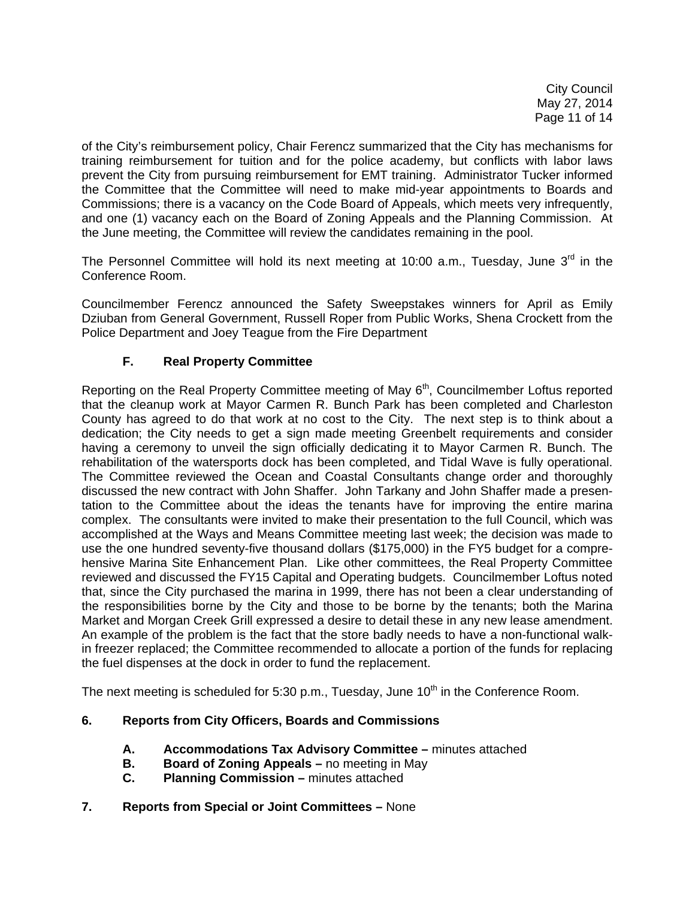of the City's reimbursement policy, Chair Ferencz summarized that the City has mechanisms for training reimbursement for tuition and for the police academy, but conflicts with labor laws prevent the City from pursuing reimbursement for EMT training. Administrator Tucker informed the Committee that the Committee will need to make mid-year appointments to Boards and Commissions; there is a vacancy on the Code Board of Appeals, which meets very infrequently, and one (1) vacancy each on the Board of Zoning Appeals and the Planning Commission. At the June meeting, the Committee will review the candidates remaining in the pool.

The Personnel Committee will hold its next meeting at 10:00 a.m., Tuesday, June 3rd in the Conference Room.

Councilmember Ferencz announced the Safety Sweepstakes winners for April as Emily Dziuban from General Government, Russell Roper from Public Works, Shena Crockett from the Police Department and Joey Teague from the Fire Department

### F. Real Property Committee

Reporting on the Real Property Committee meeting of May 6th, Councilmember Loftus reported that the cleanup work at Mayor Carmen R. Bunch Park has been completed and Charleston County has agreed to do that work at no cost to the City. The next step is to think about a dedication; the City needs to get a sign made meeting Greenbelt requirements and consider having a ceremony to unveil the sign officially dedicating it to Mayor Carmen R. Bunch. The rehabilitation of the watersports dock has been completed, and Tidal Wave is fully operational. The Committee reviewed the Ocean and Coastal Consultants change order and thoroughly discussed the new contract with John Shaffer. John Tarkany and John Shaffer made a presentation to the Committee about the ideas the tenants have for improving the entire marina complex. The consultants were invited to make their presentation to the full Council, which was accomplished at the Ways and Means Committee meeting last week; the decision was made to use the one hundred seventy-five thousand dollars ($175,000) in the FY5 budget for a comprehensive Marina Site Enhancement Plan. Like other committees, the Real Property Committee reviewed and discussed the FY15 Capital and Operating budgets. Councilmember Loftus noted that, since the City purchased the marina in 1999, there has not been a clear understanding of the responsibilities borne by the City and those to be borne by the tenants; both the Marina Market and Morgan Creek Grill expressed a desire to detail these in any new lease amendment. An example of the problem is the fact that the store badly needs to have a non-functional walk-in freezer replaced; the Committee recommended to allocate a portion of the funds for replacing the fuel dispenses at the dock in order to fund the replacement.

The next meeting is scheduled for 5:30 p.m., Tuesday, June 10th in the Conference Room.

## 6. Reports from City Officers, Boards and Commissions

- **A. Accommodations Tax Advisory Committee –** minutes attached
- **B. Board of Zoning Appeals –** no meeting in May
- **C. Planning Commission –** minutes attached

## 7. Reports from Special or Joint Committees – None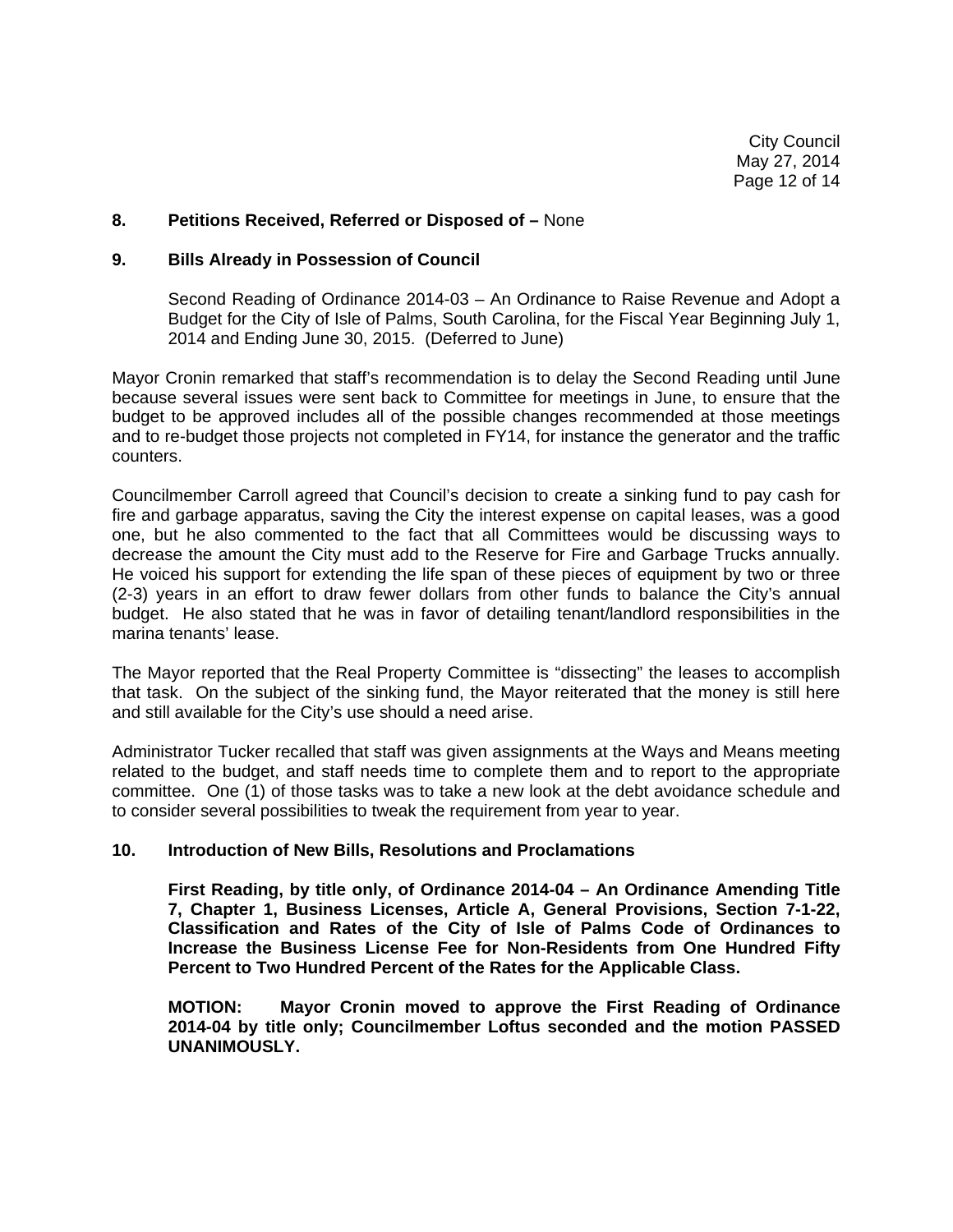**8. Petitions Received, Referred or Disposed of –** None

**9. Bills Already in Possession of Council**

Second Reading of Ordinance 2014-03 – An Ordinance to Raise Revenue and Adopt a Budget for the City of Isle of Palms, South Carolina, for the Fiscal Year Beginning July 1, 2014 and Ending June 30, 2015. (Deferred to June)

Mayor Cronin remarked that staff's recommendation is to delay the Second Reading until June because several issues were sent back to Committee for meetings in June, to ensure that the budget to be approved includes all of the possible changes recommended at those meetings and to re-budget those projects not completed in FY14, for instance the generator and the traffic counters.

Councilmember Carroll agreed that Council's decision to create a sinking fund to pay cash for fire and garbage apparatus, saving the City the interest expense on capital leases, was a good one, but he also commented to the fact that all Committees would be discussing ways to decrease the amount the City must add to the Reserve for Fire and Garbage Trucks annually. He voiced his support for extending the life span of these pieces of equipment by two or three (2-3) years in an effort to draw fewer dollars from other funds to balance the City's annual budget. He also stated that he was in favor of detailing tenant/landlord responsibilities in the marina tenants' lease.

The Mayor reported that the Real Property Committee is "dissecting" the leases to accomplish that task. On the subject of the sinking fund, the Mayor reiterated that the money is still here and still available for the City's use should a need arise.

Administrator Tucker recalled that staff was given assignments at the Ways and Means meeting related to the budget, and staff needs time to complete them and to report to the appropriate committee. One (1) of those tasks was to take a new look at the debt avoidance schedule and to consider several possibilities to tweak the requirement from year to year.

**10. Introduction of New Bills, Resolutions and Proclamations**

**First Reading, by title only, of Ordinance 2014-04 – An Ordinance Amending Title 7, Chapter 1, Business Licenses, Article A, General Provisions, Section 7-1-22, Classification and Rates of the City of Isle of Palms Code of Ordinances to Increase the Business License Fee for Non-Residents from One Hundred Fifty Percent to Two Hundred Percent of the Rates for the Applicable Class.**

**MOTION: Mayor Cronin moved to approve the First Reading of Ordinance 2014-04 by title only; Councilmember Loftus seconded and the motion PASSED UNANIMOUSLY.**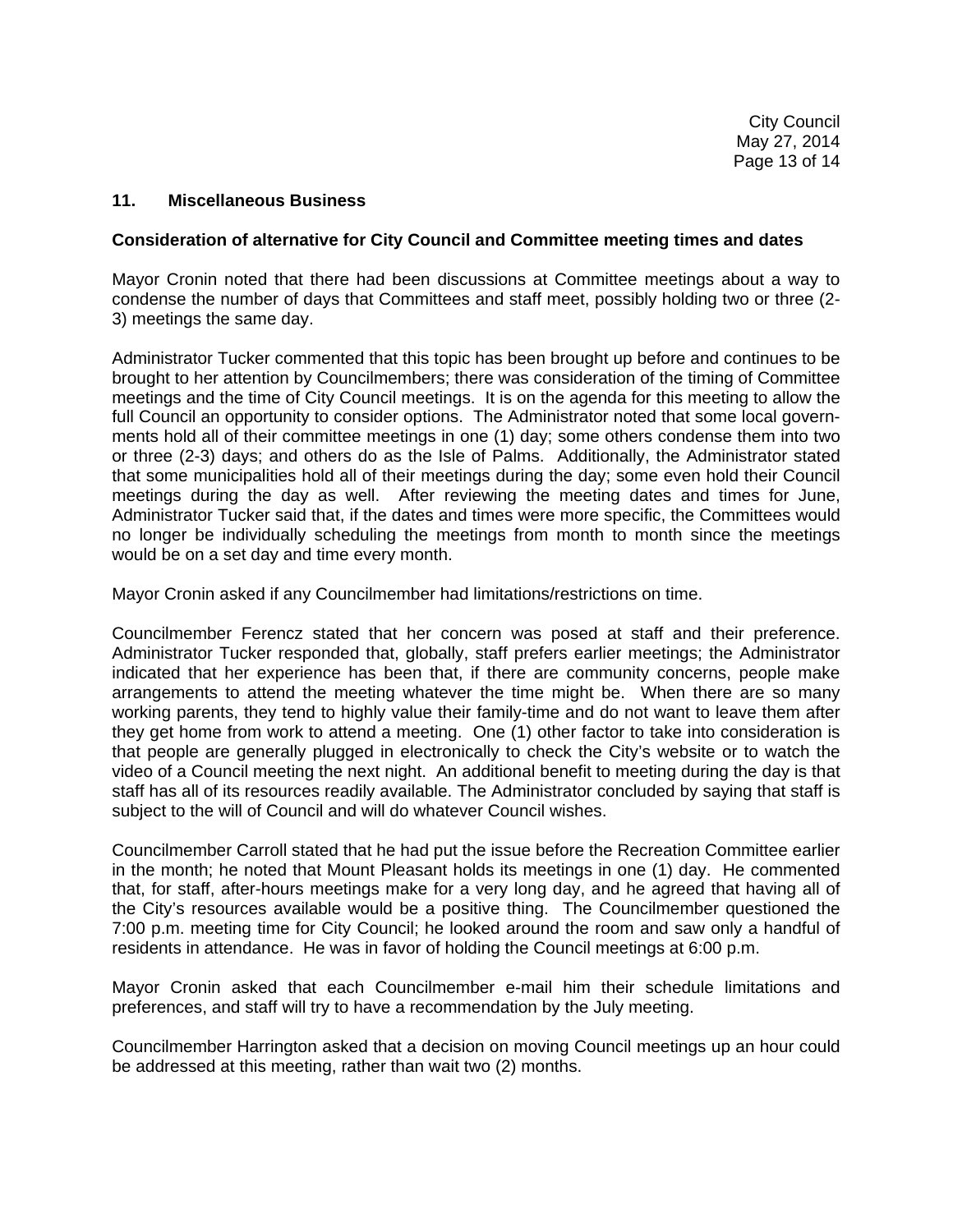## 11. Miscellaneous Business

**Consideration of alternative for City Council and Committee meeting times and dates**

Mayor Cronin noted that there had been discussions at Committee meetings about a way to condense the number of days that Committees and staff meet, possibly holding two or three (2-3) meetings the same day.

Administrator Tucker commented that this topic has been brought up before and continues to be brought to her attention by Councilmembers; there was consideration of the timing of Committee meetings and the time of City Council meetings. It is on the agenda for this meeting to allow the full Council an opportunity to consider options. The Administrator noted that some local governments hold all of their committee meetings in one (1) day; some others condense them into two or three (2-3) days; and others do as the Isle of Palms. Additionally, the Administrator stated that some municipalities hold all of their meetings during the day; some even hold their Council meetings during the day as well. After reviewing the meeting dates and times for June, Administrator Tucker said that, if the dates and times were more specific, the Committees would no longer be individually scheduling the meetings from month to month since the meetings would be on a set day and time every month.

Mayor Cronin asked if any Councilmember had limitations/restrictions on time.

Councilmember Ferencz stated that her concern was posed at staff and their preference. Administrator Tucker responded that, globally, staff prefers earlier meetings; the Administrator indicated that her experience has been that, if there are community concerns, people make arrangements to attend the meeting whatever the time might be. When there are so many working parents, they tend to highly value their family-time and do not want to leave them after they get home from work to attend a meeting. One (1) other factor to take into consideration is that people are generally plugged in electronically to check the City's website or to watch the video of a Council meeting the next night. An additional benefit to meeting during the day is that staff has all of its resources readily available. The Administrator concluded by saying that staff is subject to the will of Council and will do whatever Council wishes.

Councilmember Carroll stated that he had put the issue before the Recreation Committee earlier in the month; he noted that Mount Pleasant holds its meetings in one (1) day. He commented that, for staff, after-hours meetings make for a very long day, and he agreed that having all of the City's resources available would be a positive thing. The Councilmember questioned the 7:00 p.m. meeting time for City Council; he looked around the room and saw only a handful of residents in attendance. He was in favor of holding the Council meetings at 6:00 p.m.

Mayor Cronin asked that each Councilmember e-mail him their schedule limitations and preferences, and staff will try to have a recommendation by the July meeting.

Councilmember Harrington asked that a decision on moving Council meetings up an hour could be addressed at this meeting, rather than wait two (2) months.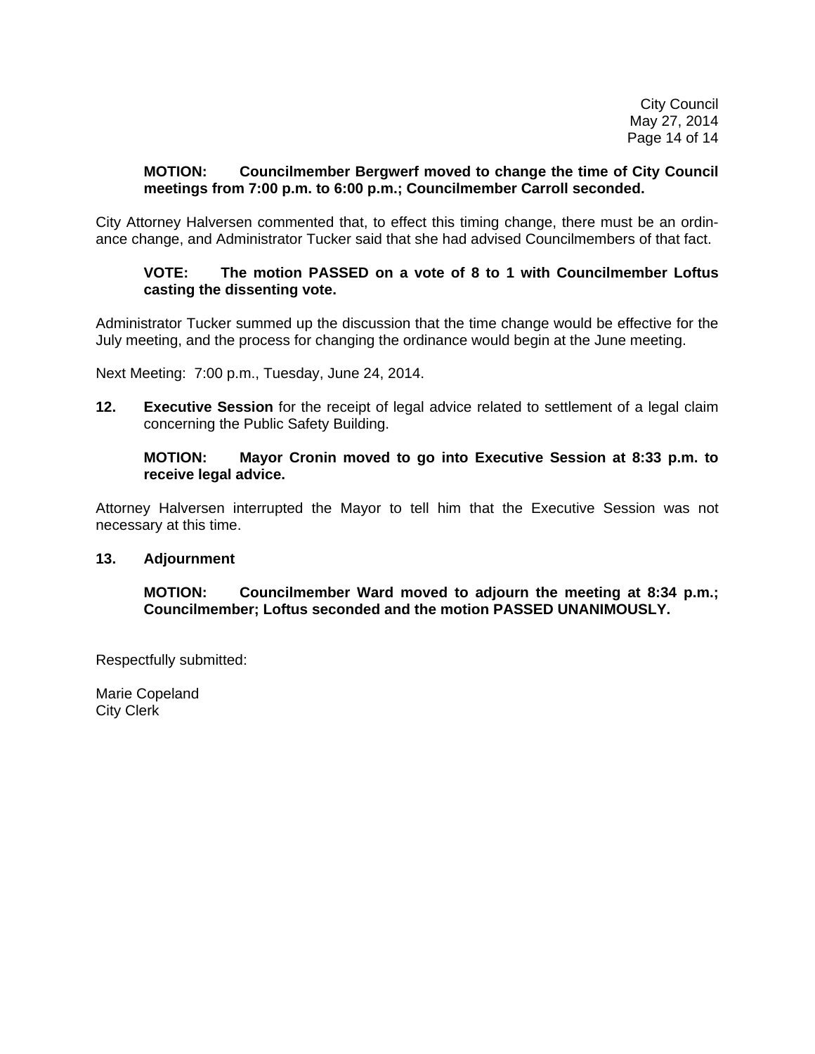**MOTION: Councilmember Bergwerf moved to change the time of City Council meetings from 7:00 p.m. to 6:00 p.m.; Councilmember Carroll seconded.**

City Attorney Halversen commented that, to effect this timing change, there must be an ordinance change, and Administrator Tucker said that she had advised Councilmembers of that fact.

**VOTE: The motion PASSED on a vote of 8 to 1 with Councilmember Loftus casting the dissenting vote.**

Administrator Tucker summed up the discussion that the time change would be effective for the July meeting, and the process for changing the ordinance would begin at the June meeting.

Next Meeting: 7:00 p.m., Tuesday, June 24, 2014.

**12. Executive Session** for the receipt of legal advice related to settlement of a legal claim concerning the Public Safety Building.

**MOTION: Mayor Cronin moved to go into Executive Session at 8:33 p.m. to receive legal advice.**

Attorney Halversen interrupted the Mayor to tell him that the Executive Session was not necessary at this time.

**13. Adjournment**

**MOTION: Councilmember Ward moved to adjourn the meeting at 8:34 p.m.; Councilmember; Loftus seconded and the motion PASSED UNANIMOUSLY.**

Respectfully submitted:

Marie Copeland
City Clerk